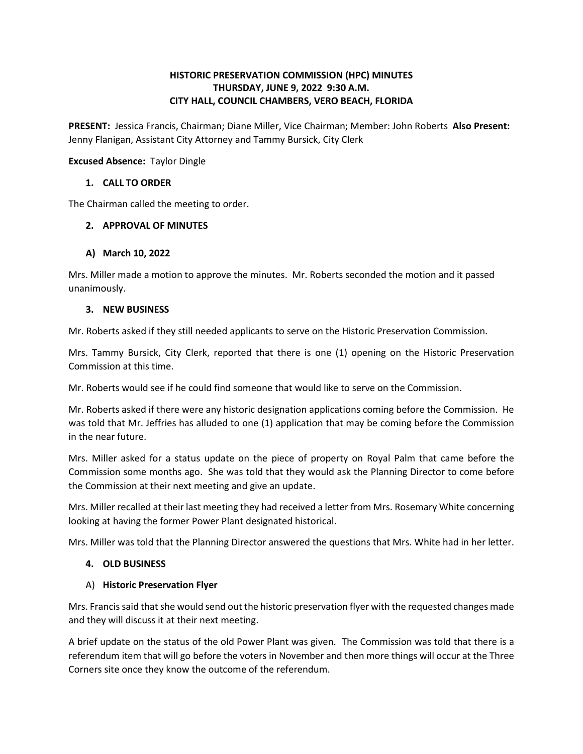# HISTORIC PRESERVATION COMMISSION (HPC) MINUTES
## THURSDAY, JUNE 9, 2022 9:30 A.M.
## CITY HALL, COUNCIL CHAMBERS, VERO BEACH, FLORIDA

**PRESENT:** Jessica Francis, Chairman; Diane Miller, Vice Chairman; Member: John Roberts **Also Present:** Jenny Flanigan, Assistant City Attorney and Tammy Bursick, City Clerk

**Excused Absence:** Taylor Dingle

### 1. CALL TO ORDER

The Chairman called the meeting to order.

### 2. APPROVAL OF MINUTES

### A) March 10, 2022

Mrs. Miller made a motion to approve the minutes. Mr. Roberts seconded the motion and it passed unanimously.

### 3. NEW BUSINESS

Mr. Roberts asked if they still needed applicants to serve on the Historic Preservation Commission.

Mrs. Tammy Bursick, City Clerk, reported that there is one (1) opening on the Historic Preservation Commission at this time.

Mr. Roberts would see if he could find someone that would like to serve on the Commission.

Mr. Roberts asked if there were any historic designation applications coming before the Commission. He was told that Mr. Jeffries has alluded to one (1) application that may be coming before the Commission in the near future.

Mrs. Miller asked for a status update on the piece of property on Royal Palm that came before the Commission some months ago. She was told that they would ask the Planning Director to come before the Commission at their next meeting and give an update.

Mrs. Miller recalled at their last meeting they had received a letter from Mrs. Rosemary White concerning looking at having the former Power Plant designated historical.

Mrs. Miller was told that the Planning Director answered the questions that Mrs. White had in her letter.

### 4. OLD BUSINESS

### A) **Historic Preservation Flyer**

Mrs. Francis said that she would send out the historic preservation flyer with the requested changes made and they will discuss it at their next meeting.

A brief update on the status of the old Power Plant was given. The Commission was told that there is a referendum item that will go before the voters in November and then more things will occur at the Three Corners site once they know the outcome of the referendum.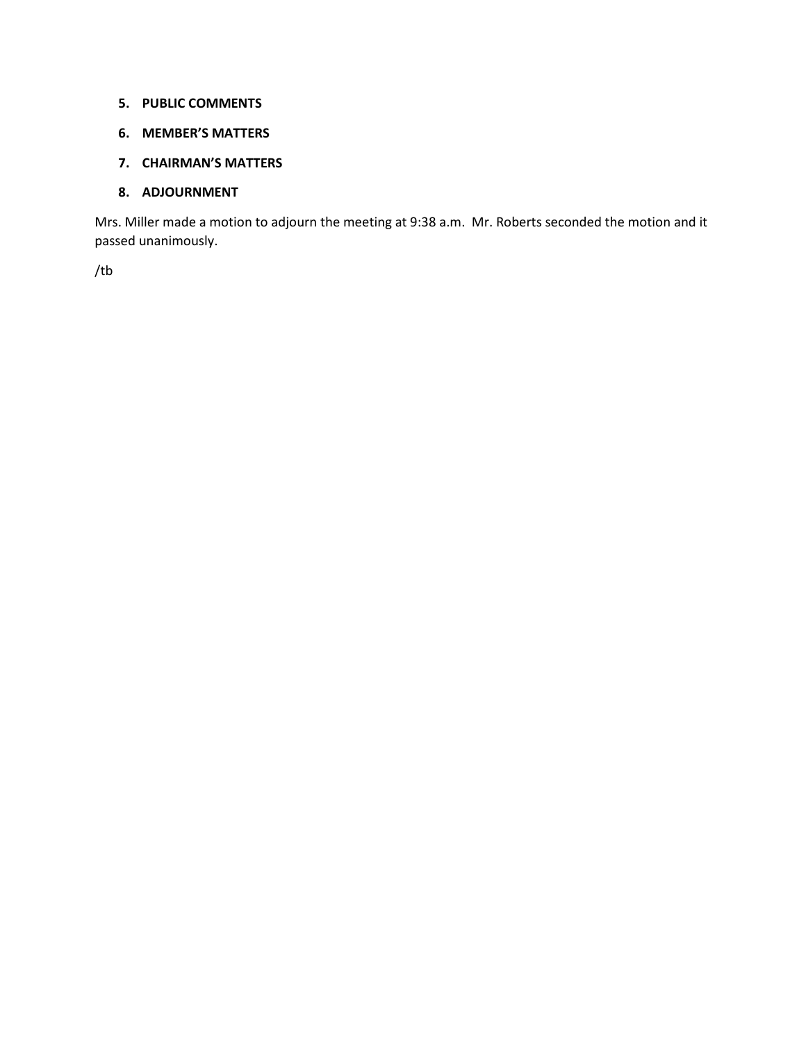5. **PUBLIC COMMENTS**
6. **MEMBER'S MATTERS**
7. **CHAIRMAN'S MATTERS**
8. **ADJOURNMENT**

Mrs. Miller made a motion to adjourn the meeting at 9:38 a.m. Mr. Roberts seconded the motion and it passed unanimously.

/tb